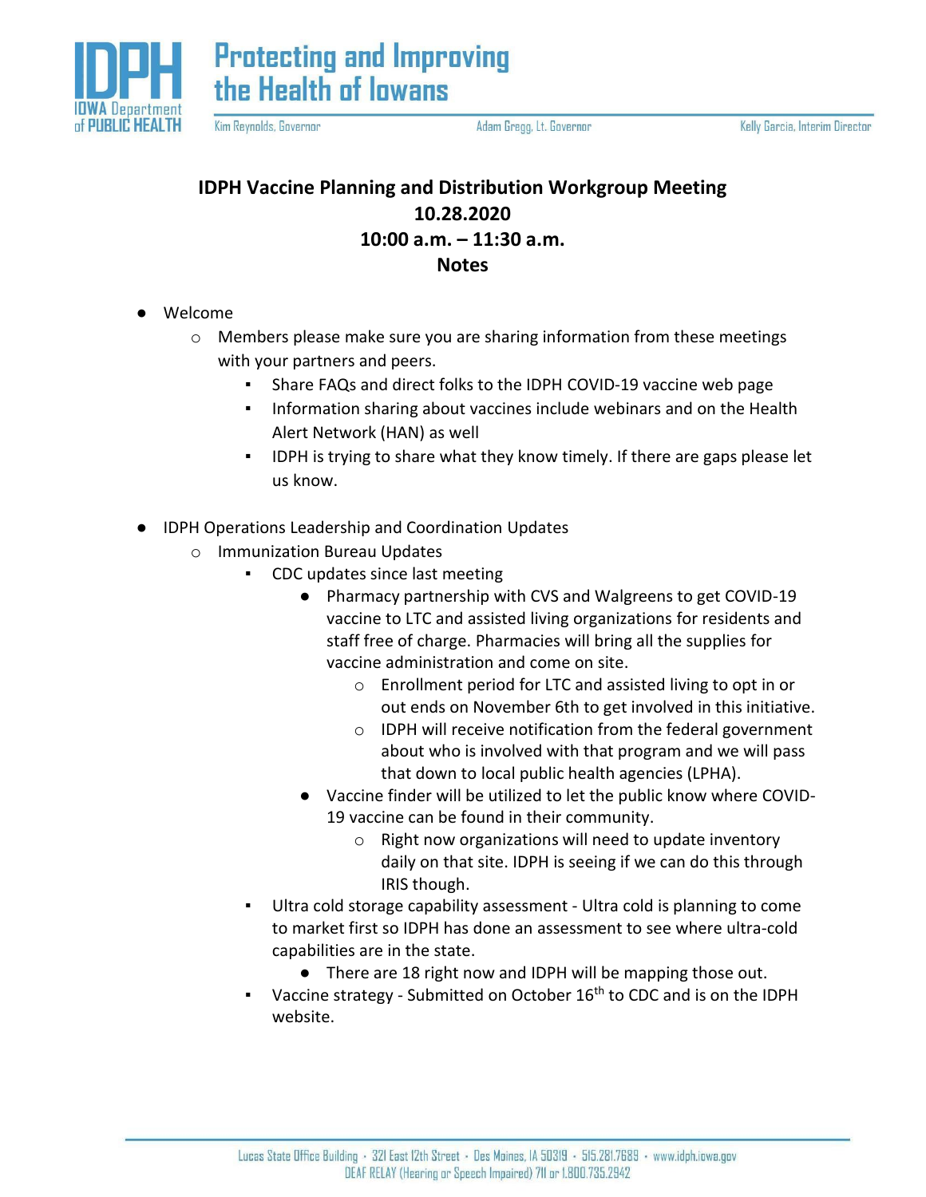# IDPH Vaccine Planning and Distribution Workgroup Meeting

**10.28.2020**

**10:00 a.m. – 11:30 a.m.**

**Notes**

- Welcome
  - Members please make sure you are sharing information from these meetings with your partners and peers.
    - Share FAQs and direct folks to the IDPH COVID-19 vaccine web page
    - Information sharing about vaccines include webinars and on the Health Alert Network (HAN) as well
    - IDPH is trying to share what they know timely. If there are gaps please let us know.

- IDPH Operations Leadership and Coordination Updates
  - Immunization Bureau Updates
    - CDC updates since last meeting
      - Pharmacy partnership with CVS and Walgreens to get COVID-19 vaccine to LTC and assisted living organizations for residents and staff free of charge. Pharmacies will bring all the supplies for vaccine administration and come on site.
        - Enrollment period for LTC and assisted living to opt in or out ends on November 6th to get involved in this initiative.
        - IDPH will receive notification from the federal government about who is involved with that program and we will pass that down to local public health agencies (LPHA).
      - Vaccine finder will be utilized to let the public know where COVID-19 vaccine can be found in their community.
        - Right now organizations will need to update inventory daily on that site. IDPH is seeing if we can do this through IRIS though.
    - Ultra cold storage capability assessment - Ultra cold is planning to come to market first so IDPH has done an assessment to see where ultra-cold capabilities are in the state.
      - There are 18 right now and IDPH will be mapping those out.
    - Vaccine strategy - Submitted on October 16th to CDC and is on the IDPH website.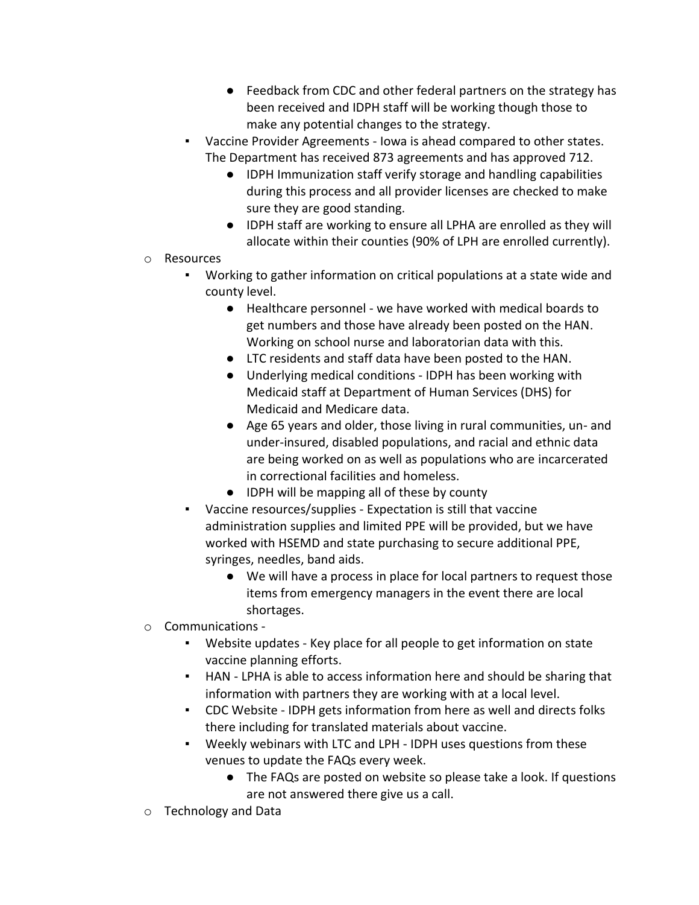- Feedback from CDC and other federal partners on the strategy has been received and IDPH staff will be working though those to make any potential changes to the strategy.
    - Vaccine Provider Agreements - Iowa is ahead compared to other states. The Department has received 873 agreements and has approved 712.
        - IDPH Immunization staff verify storage and handling capabilities during this process and all provider licenses are checked to make sure they are good standing.
        - IDPH staff are working to ensure all LPHA are enrolled as they will allocate within their counties (90% of LPH are enrolled currently).
- Resources
    - Working to gather information on critical populations at a state wide and county level.
        - Healthcare personnel - we have worked with medical boards to get numbers and those have already been posted on the HAN. Working on school nurse and laboratorian data with this.
        - LTC residents and staff data have been posted to the HAN.
        - Underlying medical conditions - IDPH has been working with Medicaid staff at Department of Human Services (DHS) for Medicaid and Medicare data.
        - Age 65 years and older, those living in rural communities, un- and under-insured, disabled populations, and racial and ethnic data are being worked on as well as populations who are incarcerated in correctional facilities and homeless.
        - IDPH will be mapping all of these by county
    - Vaccine resources/supplies - Expectation is still that vaccine administration supplies and limited PPE will be provided, but we have worked with HSEMD and state purchasing to secure additional PPE, syringes, needles, band aids.
        - We will have a process in place for local partners to request those items from emergency managers in the event there are local shortages.
- Communications -
    - Website updates - Key place for all people to get information on state vaccine planning efforts.
    - HAN - LPHA is able to access information here and should be sharing that information with partners they are working with at a local level.
    - CDC Website - IDPH gets information from here as well and directs folks there including for translated materials about vaccine.
    - Weekly webinars with LTC and LPH - IDPH uses questions from these venues to update the FAQs every week.
        - The FAQs are posted on website so please take a look. If questions are not answered there give us a call.
- Technology and Data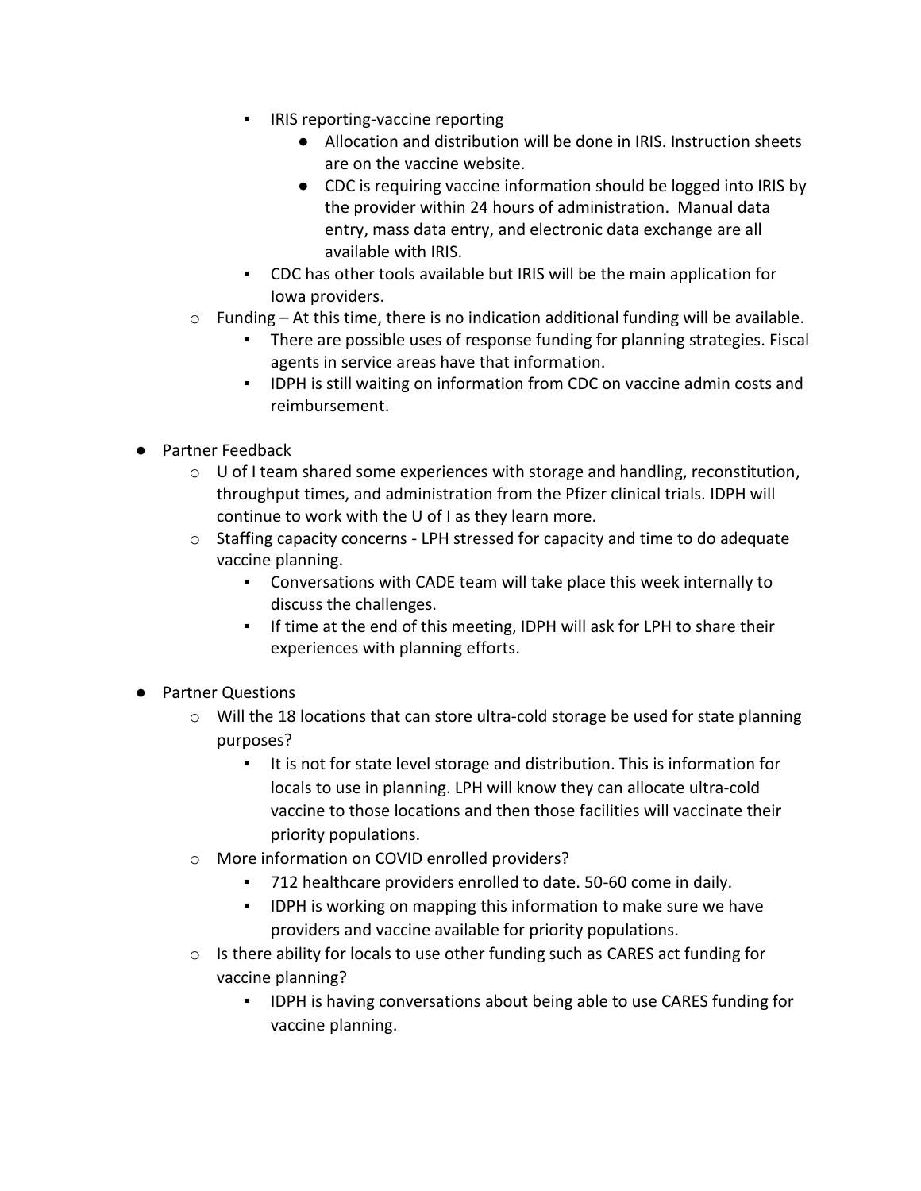- IRIS reporting-vaccine reporting
        - Allocation and distribution will be done in IRIS. Instruction sheets are on the vaccine website.
        - CDC is requiring vaccine information should be logged into IRIS by the provider within 24 hours of administration. Manual data entry, mass data entry, and electronic data exchange are all available with IRIS.
      - CDC has other tools available but IRIS will be the main application for Iowa providers.
    - Funding – At this time, there is no indication additional funding will be available.
      - There are possible uses of response funding for planning strategies. Fiscal agents in service areas have that information.
      - IDPH is still waiting on information from CDC on vaccine admin costs and reimbursement.

- Partner Feedback
  - U of I team shared some experiences with storage and handling, reconstitution, throughput times, and administration from the Pfizer clinical trials. IDPH will continue to work with the U of I as they learn more.
  - Staffing capacity concerns - LPH stressed for capacity and time to do adequate vaccine planning.
    - Conversations with CADE team will take place this week internally to discuss the challenges.
    - If time at the end of this meeting, IDPH will ask for LPH to share their experiences with planning efforts.

- Partner Questions
  - Will the 18 locations that can store ultra-cold storage be used for state planning purposes?
    - It is not for state level storage and distribution. This is information for locals to use in planning. LPH will know they can allocate ultra-cold vaccine to those locations and then those facilities will vaccinate their priority populations.
  - More information on COVID enrolled providers?
    - 712 healthcare providers enrolled to date. 50-60 come in daily.
    - IDPH is working on mapping this information to make sure we have providers and vaccine available for priority populations.
  - Is there ability for locals to use other funding such as CARES act funding for vaccine planning?
    - IDPH is having conversations about being able to use CARES funding for vaccine planning.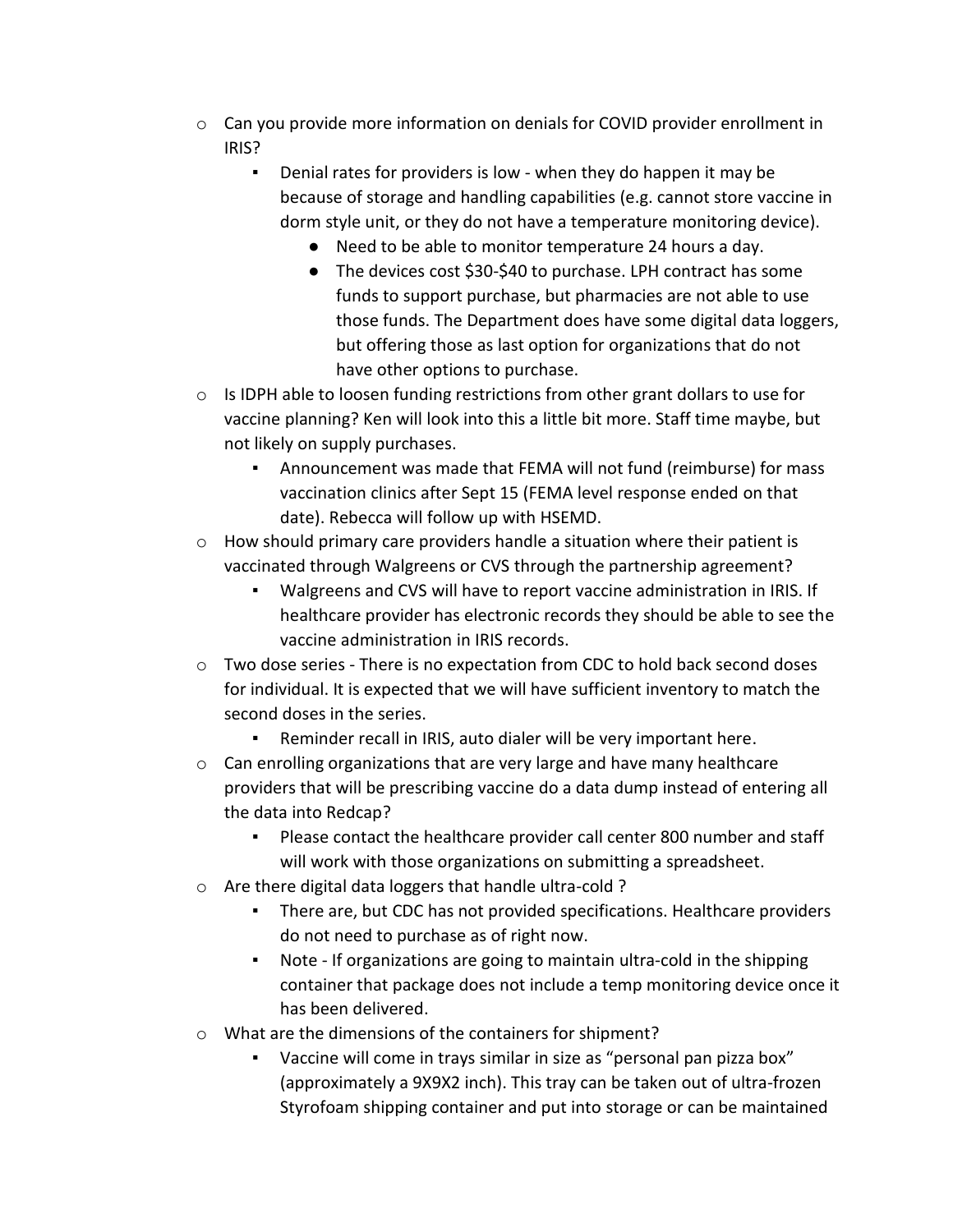- Can you provide more information on denials for COVID provider enrollment in IRIS?
  - Denial rates for providers is low - when they do happen it may be because of storage and handling capabilities (e.g. cannot store vaccine in dorm style unit, or they do not have a temperature monitoring device).
    - Need to be able to monitor temperature 24 hours a day.
    - The devices cost $30-$40 to purchase. LPH contract has some funds to support purchase, but pharmacies are not able to use those funds. The Department does have some digital data loggers, but offering those as last option for organizations that do not have other options to purchase.
- Is IDPH able to loosen funding restrictions from other grant dollars to use for vaccine planning? Ken will look into this a little bit more. Staff time maybe, but not likely on supply purchases.
  - Announcement was made that FEMA will not fund (reimburse) for mass vaccination clinics after Sept 15 (FEMA level response ended on that date). Rebecca will follow up with HSEMD.
- How should primary care providers handle a situation where their patient is vaccinated through Walgreens or CVS through the partnership agreement?
  - Walgreens and CVS will have to report vaccine administration in IRIS. If healthcare provider has electronic records they should be able to see the vaccine administration in IRIS records.
- Two dose series - There is no expectation from CDC to hold back second doses for individual. It is expected that we will have sufficient inventory to match the second doses in the series.
  - Reminder recall in IRIS, auto dialer will be very important here.
- Can enrolling organizations that are very large and have many healthcare providers that will be prescribing vaccine do a data dump instead of entering all the data into Redcap?
  - Please contact the healthcare provider call center 800 number and staff will work with those organizations on submitting a spreadsheet.
- Are there digital data loggers that handle ultra-cold ?
  - There are, but CDC has not provided specifications. Healthcare providers do not need to purchase as of right now.
  - Note - If organizations are going to maintain ultra-cold in the shipping container that package does not include a temp monitoring device once it has been delivered.
- What are the dimensions of the containers for shipment?
  - Vaccine will come in trays similar in size as "personal pan pizza box" (approximately a 9X9X2 inch). This tray can be taken out of ultra-frozen Styrofoam shipping container and put into storage or can be maintained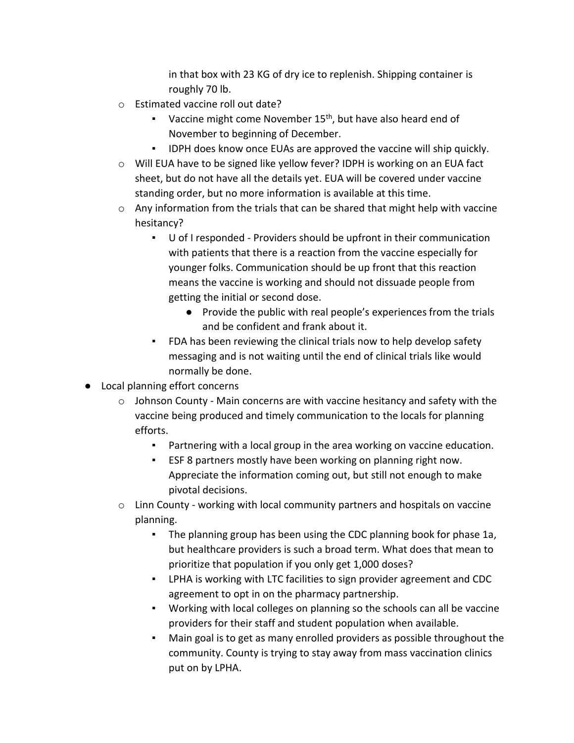in that box with 23 KG of dry ice to replenish. Shipping container is roughly 70 lb.

- Estimated vaccine roll out date?
    - Vaccine might come November 15th, but have also heard end of November to beginning of December.
    - IDPH does know once EUAs are approved the vaccine will ship quickly.
- Will EUA have to be signed like yellow fever? IDPH is working on an EUA fact sheet, but do not have all the details yet. EUA will be covered under vaccine standing order, but no more information is available at this time.
- Any information from the trials that can be shared that might help with vaccine hesitancy?
    - U of I responded - Providers should be upfront in their communication with patients that there is a reaction from the vaccine especially for younger folks. Communication should be up front that this reaction means the vaccine is working and should not dissuade people from getting the initial or second dose.
        - Provide the public with real people's experiences from the trials and be confident and frank about it.
    - FDA has been reviewing the clinical trials now to help develop safety messaging and is not waiting until the end of clinical trials like would normally be done.

- Local planning effort concerns
    - Johnson County - Main concerns are with vaccine hesitancy and safety with the vaccine being produced and timely communication to the locals for planning efforts.
        - Partnering with a local group in the area working on vaccine education.
        - ESF 8 partners mostly have been working on planning right now. Appreciate the information coming out, but still not enough to make pivotal decisions.
    - Linn County - working with local community partners and hospitals on vaccine planning.
        - The planning group has been using the CDC planning book for phase 1a, but healthcare providers is such a broad term. What does that mean to prioritize that population if you only get 1,000 doses?
        - LPHA is working with LTC facilities to sign provider agreement and CDC agreement to opt in on the pharmacy partnership.
        - Working with local colleges on planning so the schools can all be vaccine providers for their staff and student population when available.
        - Main goal is to get as many enrolled providers as possible throughout the community. County is trying to stay away from mass vaccination clinics put on by LPHA.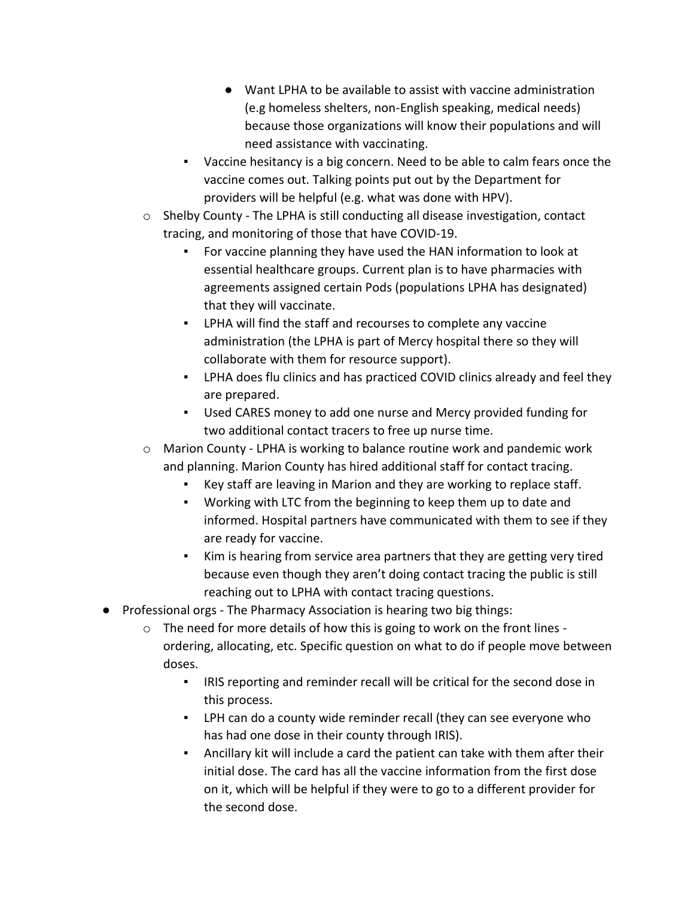- Want LPHA to be available to assist with vaccine administration (e.g homeless shelters, non-English speaking, medical needs) because those organizations will know their populations and will need assistance with vaccinating.
    - Vaccine hesitancy is a big concern. Need to be able to calm fears once the vaccine comes out. Talking points put out by the Department for providers will be helpful (e.g. what was done with HPV).
  - Shelby County - The LPHA is still conducting all disease investigation, contact tracing, and monitoring of those that have COVID-19.
    - For vaccine planning they have used the HAN information to look at essential healthcare groups. Current plan is to have pharmacies with agreements assigned certain Pods (populations LPHA has designated) that they will vaccinate.
    - LPHA will find the staff and recourses to complete any vaccine administration (the LPHA is part of Mercy hospital there so they will collaborate with them for resource support).
    - LPHA does flu clinics and has practiced COVID clinics already and feel they are prepared.
    - Used CARES money to add one nurse and Mercy provided funding for two additional contact tracers to free up nurse time.
  - Marion County - LPHA is working to balance routine work and pandemic work and planning. Marion County has hired additional staff for contact tracing.
    - Key staff are leaving in Marion and they are working to replace staff.
    - Working with LTC from the beginning to keep them up to date and informed. Hospital partners have communicated with them to see if they are ready for vaccine.
    - Kim is hearing from service area partners that they are getting very tired because even though they aren't doing contact tracing the public is still reaching out to LPHA with contact tracing questions.
- Professional orgs - The Pharmacy Association is hearing two big things:
  - The need for more details of how this is going to work on the front lines - ordering, allocating, etc. Specific question on what to do if people move between doses.
    - IRIS reporting and reminder recall will be critical for the second dose in this process.
    - LPH can do a county wide reminder recall (they can see everyone who has had one dose in their county through IRIS).
    - Ancillary kit will include a card the patient can take with them after their initial dose. The card has all the vaccine information from the first dose on it, which will be helpful if they were to go to a different provider for the second dose.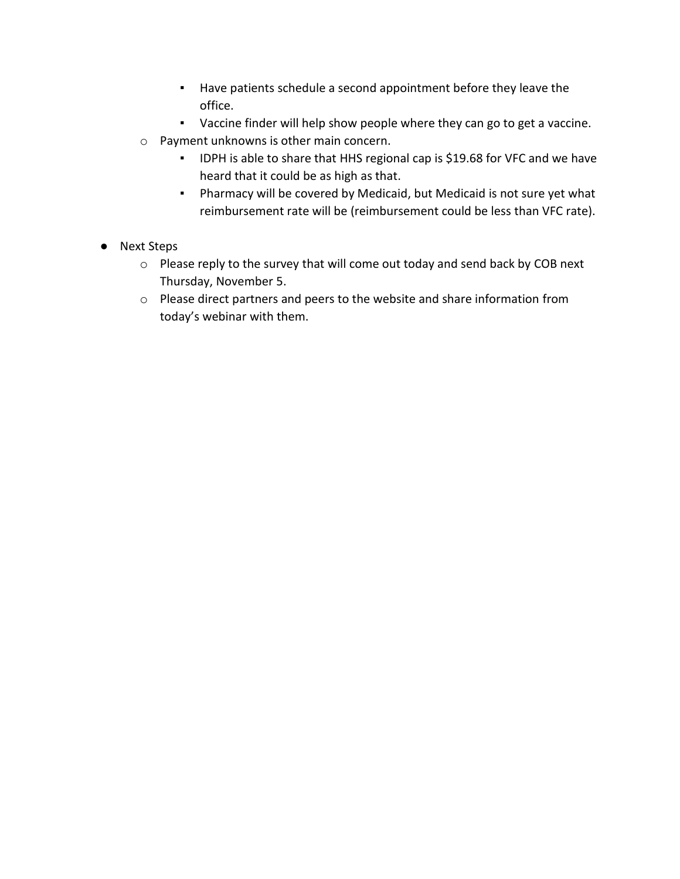- Have patients schedule a second appointment before they leave the office.
    - Vaccine finder will help show people where they can go to get a vaccine.
  - Payment unknowns is other main concern.
    - IDPH is able to share that HHS regional cap is $19.68 for VFC and we have heard that it could be as high as that.
    - Pharmacy will be covered by Medicaid, but Medicaid is not sure yet what reimbursement rate will be (reimbursement could be less than VFC rate).

- Next Steps
  - Please reply to the survey that will come out today and send back by COB next Thursday, November 5.
  - Please direct partners and peers to the website and share information from today's webinar with them.